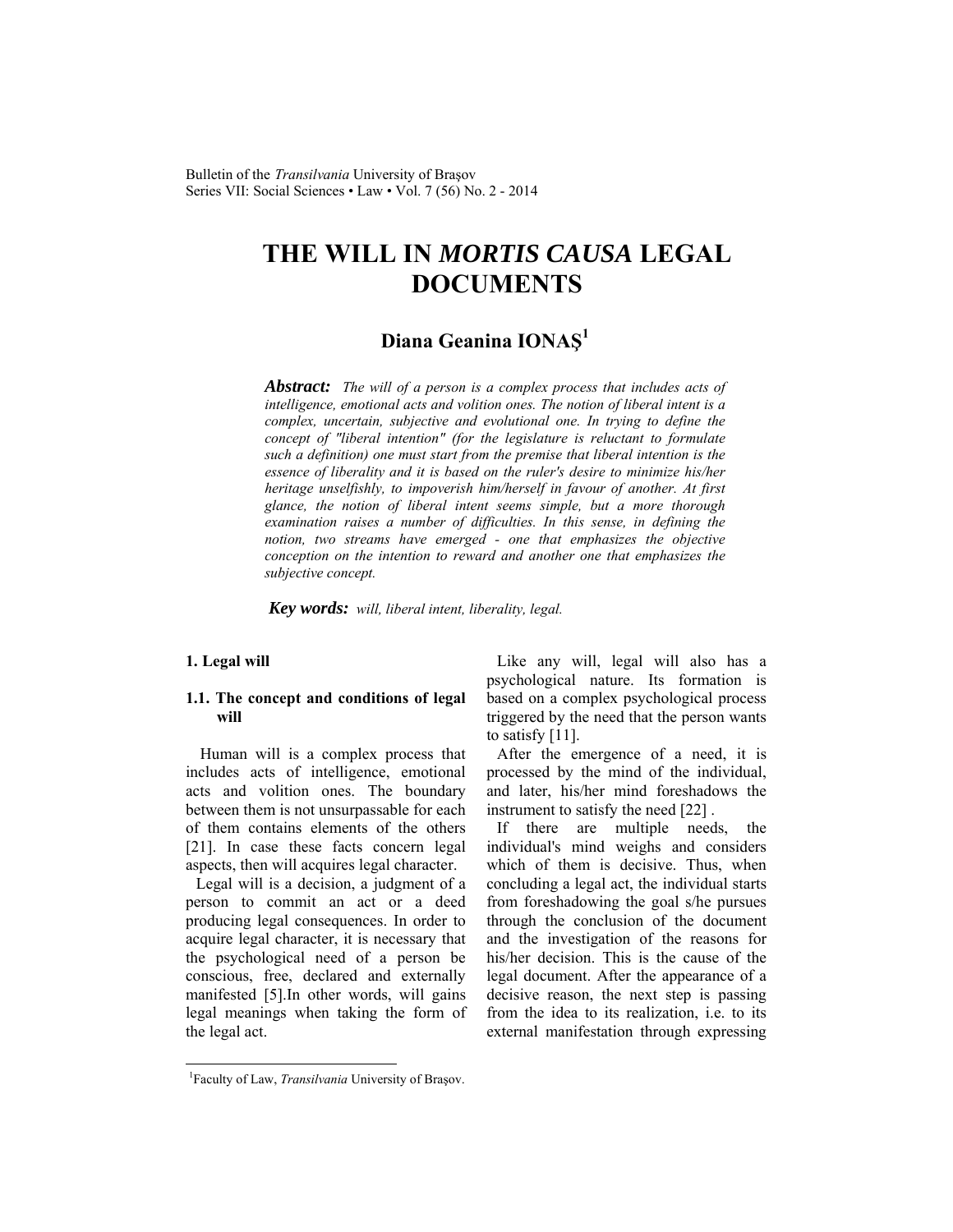# THE WILL IN *MORTIS CAUSA* LEGAL DOCUMENTS

## Diana Geanina IONAŞ[1]

***Abstract:*** *The will of a person is a complex process that includes acts of intelligence, emotional acts and volition ones. The notion of liberal intent is a complex, uncertain, subjective and evolutional one. In trying to define the concept of "liberal intention" (for the legislature is reluctant to formulate such a definition) one must start from the premise that liberal intention is the essence of liberality and it is based on the ruler's desire to minimize his/her heritage unselfishly, to impoverish him/herself in favour of another. At first glance, the notion of liberal intent seems simple, but a more thorough examination raises a number of difficulties. In this sense, in defining the notion, two streams have emerged - one that emphasizes the objective conception on the intention to reward and another one that emphasizes the subjective concept.*

***Key words:*** *will, liberal intent, liberality, legal.*

### 1. Legal will

#### 1.1. The concept and conditions of legal will

Human will is a complex process that includes acts of intelligence, emotional acts and volition ones. The boundary between them is not unsurpassable for each of them contains elements of the others [21]. In case these facts concern legal aspects, then will acquires legal character.

Legal will is a decision, a judgment of a person to commit an act or a deed producing legal consequences. In order to acquire legal character, it is necessary that the psychological need of a person be conscious, free, declared and externally manifested [5].In other words, will gains legal meanings when taking the form of the legal act.

Like any will, legal will also has a psychological nature. Its formation is based on a complex psychological process triggered by the need that the person wants to satisfy [11].

After the emergence of a need, it is processed by the mind of the individual, and later, his/her mind foreshadows the instrument to satisfy the need [22] .

If there are multiple needs, the individual's mind weighs and considers which of them is decisive. Thus, when concluding a legal act, the individual starts from foreshadowing the goal s/he pursues through the conclusion of the document and the investigation of the reasons for his/her decision. This is the cause of the legal document. After the appearance of a decisive reason, the next step is passing from the idea to its realization, i.e. to its external manifestation through expressing

[1] Faculty of Law, *Transilvania* University of Braşov.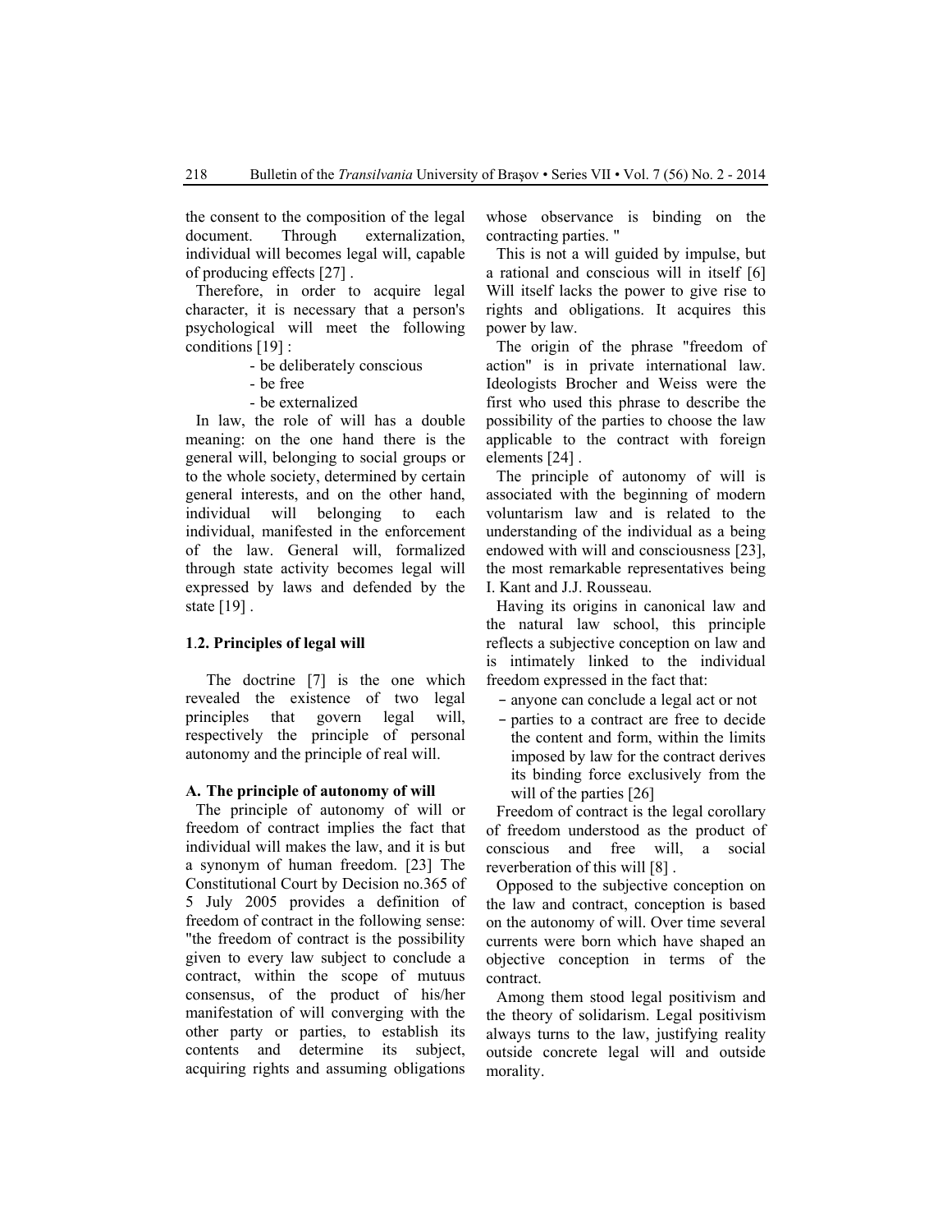the consent to the composition of the legal document. Through externalization, individual will becomes legal will, capable of producing effects [27] .

Therefore, in order to acquire legal character, it is necessary that a person's psychological will meet the following conditions [19] :

- be deliberately conscious
- be free
- be externalized

In law, the role of will has a double meaning: on the one hand there is the general will, belonging to social groups or to the whole society, determined by certain general interests, and on the other hand, individual will belonging to each individual, manifested in the enforcement of the law. General will, formalized through state activity becomes legal will expressed by laws and defended by the state [19] .

### 1.2. Principles of legal will

The doctrine [7] is the one which revealed the existence of two legal principles that govern legal will, respectively the principle of personal autonomy and the principle of real will.

#### A. The principle of autonomy of will

The principle of autonomy of will or freedom of contract implies the fact that individual will makes the law, and it is but a synonym of human freedom. [23] The Constitutional Court by Decision no.365 of 5 July 2005 provides a definition of freedom of contract in the following sense: "the freedom of contract is the possibility given to every law subject to conclude a contract, within the scope of mutuus consensus, of the product of his/her manifestation of will converging with the other party or parties, to establish its contents and determine its subject, acquiring rights and assuming obligations whose observance is binding on the contracting parties. "

This is not a will guided by impulse, but a rational and conscious will in itself [6] Will itself lacks the power to give rise to rights and obligations. It acquires this power by law.

The origin of the phrase "freedom of action" is in private international law. Ideologists Brocher and Weiss were the first who used this phrase to describe the possibility of the parties to choose the law applicable to the contract with foreign elements [24] .

The principle of autonomy of will is associated with the beginning of modern voluntarism law and is related to the understanding of the individual as a being endowed with will and consciousness [23], the most remarkable representatives being I. Kant and J.J. Rousseau.

Having its origins in canonical law and the natural law school, this principle reflects a subjective conception on law and is intimately linked to the individual freedom expressed in the fact that:

- anyone can conclude a legal act or not
- parties to a contract are free to decide the content and form, within the limits imposed by law for the contract derives its binding force exclusively from the will of the parties [26]

Freedom of contract is the legal corollary of freedom understood as the product of conscious and free will, a social reverberation of this will [8] .

Opposed to the subjective conception on the law and contract, conception is based on the autonomy of will. Over time several currents were born which have shaped an objective conception in terms of the contract.

Among them stood legal positivism and the theory of solidarism. Legal positivism always turns to the law, justifying reality outside concrete legal will and outside morality.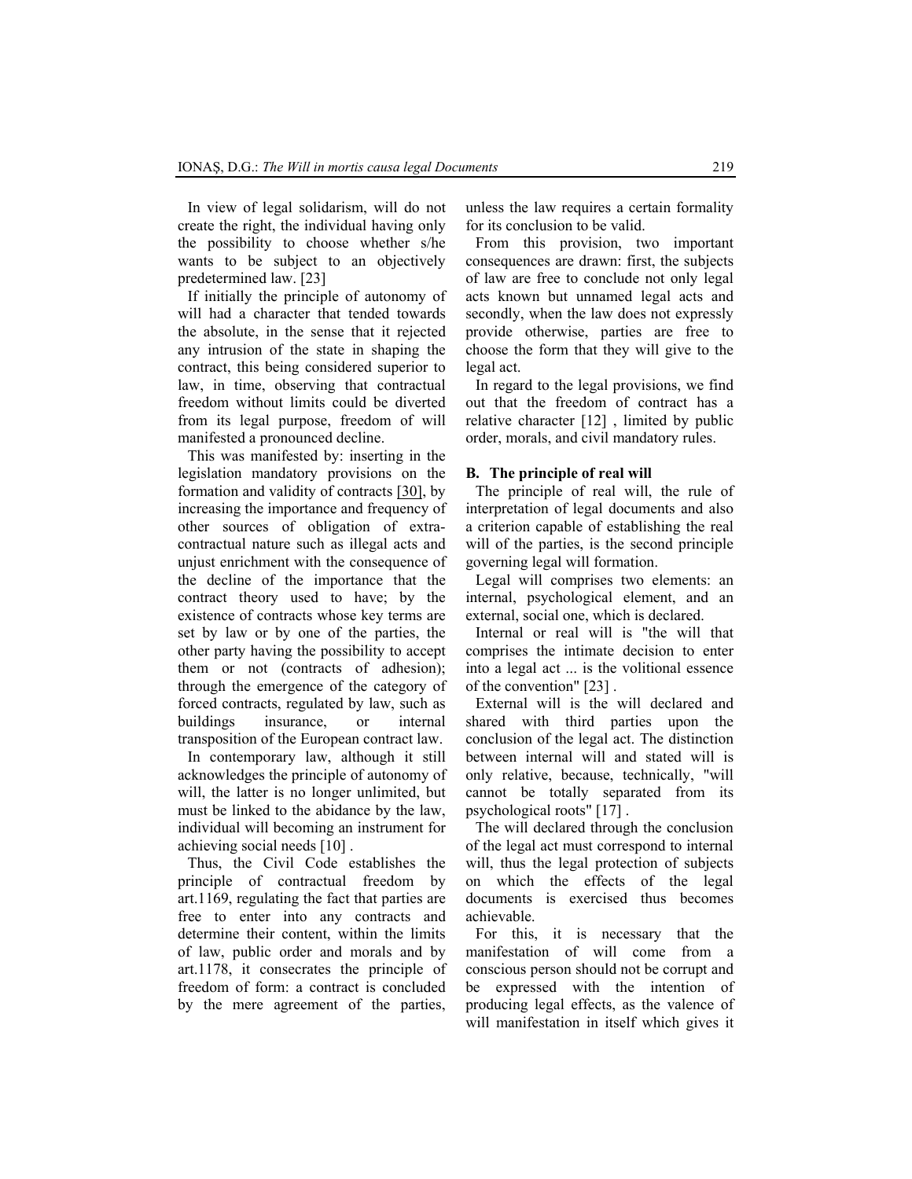In view of legal solidarism, will do not create the right, the individual having only the possibility to choose whether s/he wants to be subject to an objectively predetermined law. [23]

If initially the principle of autonomy of will had a character that tended towards the absolute, in the sense that it rejected any intrusion of the state in shaping the contract, this being considered superior to law, in time, observing that contractual freedom without limits could be diverted from its legal purpose, freedom of will manifested a pronounced decline.

This was manifested by: inserting in the legislation mandatory provisions on the formation and validity of contracts [30], by increasing the importance and frequency of other sources of obligation of extra-contractual nature such as illegal acts and unjust enrichment with the consequence of the decline of the importance that the contract theory used to have; by the existence of contracts whose key terms are set by law or by one of the parties, the other party having the possibility to accept them or not (contracts of adhesion); through the emergence of the category of forced contracts, regulated by law, such as buildings insurance, or internal transposition of the European contract law.

In contemporary law, although it still acknowledges the principle of autonomy of will, the latter is no longer unlimited, but must be linked to the abidance by the law, individual will becoming an instrument for achieving social needs [10] .

Thus, the Civil Code establishes the principle of contractual freedom by art.1169, regulating the fact that parties are free to enter into any contracts and determine their content, within the limits of law, public order and morals and by art.1178, it consecrates the principle of freedom of form: a contract is concluded by the mere agreement of the parties, unless the law requires a certain formality for its conclusion to be valid.

From this provision, two important consequences are drawn: first, the subjects of law are free to conclude not only legal acts known but unnamed legal acts and secondly, when the law does not expressly provide otherwise, parties are free to choose the form that they will give to the legal act.

In regard to the legal provisions, we find out that the freedom of contract has a relative character [12] , limited by public order, morals, and civil mandatory rules.

### B. The principle of real will

The principle of real will, the rule of interpretation of legal documents and also a criterion capable of establishing the real will of the parties, is the second principle governing legal will formation.

Legal will comprises two elements: an internal, psychological element, and an external, social one, which is declared.

Internal or real will is "the will that comprises the intimate decision to enter into a legal act ... is the volitional essence of the convention" [23] .

External will is the will declared and shared with third parties upon the conclusion of the legal act. The distinction between internal will and stated will is only relative, because, technically, "will cannot be totally separated from its psychological roots" [17] .

The will declared through the conclusion of the legal act must correspond to internal will, thus the legal protection of subjects on which the effects of the legal documents is exercised thus becomes achievable.

For this, it is necessary that the manifestation of will come from a conscious person should not be corrupt and be expressed with the intention of producing legal effects, as the valence of will manifestation in itself which gives it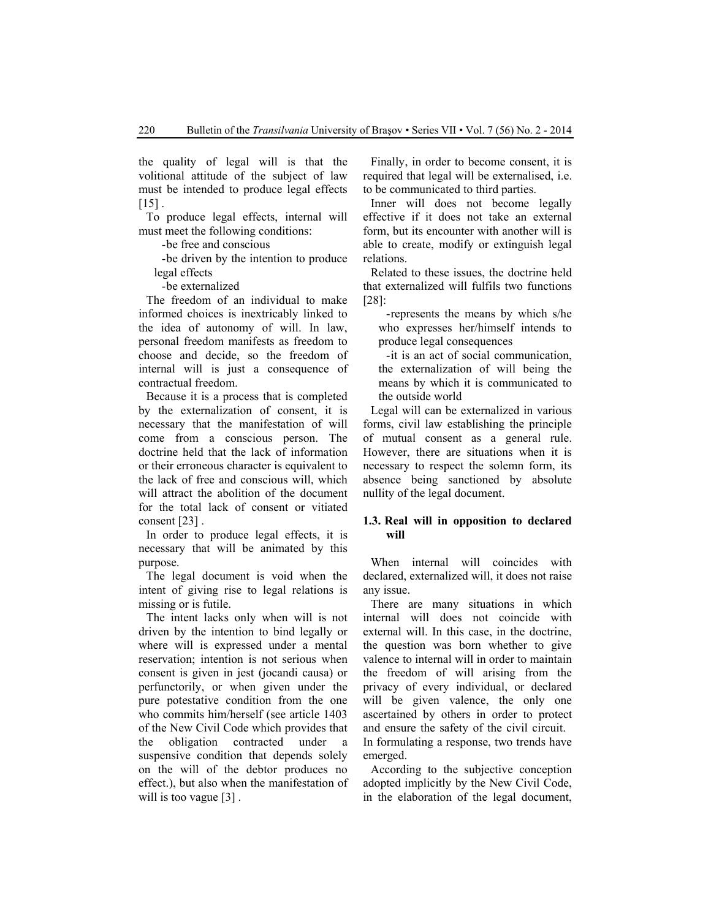the quality of legal will is that the volitional attitude of the subject of law must be intended to produce legal effects [15] .

To produce legal effects, internal will must meet the following conditions:

- be free and conscious
- be driven by the intention to produce legal effects
- be externalized

The freedom of an individual to make informed choices is inextricably linked to the idea of autonomy of will. In law, personal freedom manifests as freedom to choose and decide, so the freedom of internal will is just a consequence of contractual freedom.

Because it is a process that is completed by the externalization of consent, it is necessary that the manifestation of will come from a conscious person. The doctrine held that the lack of information or their erroneous character is equivalent to the lack of free and conscious will, which will attract the abolition of the document for the total lack of consent or vitiated consent [23] .

In order to produce legal effects, it is necessary that will be animated by this purpose.

The legal document is void when the intent of giving rise to legal relations is missing or is futile.

The intent lacks only when will is not driven by the intention to bind legally or where will is expressed under a mental reservation; intention is not serious when consent is given in jest (jocandi causa) or perfunctorily, or when given under the pure potestative condition from the one who commits him/herself (see article 1403 of the New Civil Code which provides that the obligation contracted under a suspensive condition that depends solely on the will of the debtor produces no effect.), but also when the manifestation of will is too vague [3] .

Finally, in order to become consent, it is required that legal will be externalised, i.e. to be communicated to third parties.

Inner will does not become legally effective if it does not take an external form, but its encounter with another will is able to create, modify or extinguish legal relations.

Related to these issues, the doctrine held that externalized will fulfils two functions [28]:

- represents the means by which s/he who expresses her/himself intends to produce legal consequences
- it is an act of social communication, the externalization of will being the means by which it is communicated to the outside world

Legal will can be externalized in various forms, civil law establishing the principle of mutual consent as a general rule. However, there are situations when it is necessary to respect the solemn form, its absence being sanctioned by absolute nullity of the legal document.

### 1.3. Real will in opposition to declared will

When internal will coincides with declared, externalized will, it does not raise any issue.

There are many situations in which internal will does not coincide with external will. In this case, in the doctrine, the question was born whether to give valence to internal will in order to maintain the freedom of will arising from the privacy of every individual, or declared will be given valence, the only one ascertained by others in order to protect and ensure the safety of the civil circuit.

In formulating a response, two trends have emerged.

According to the subjective conception adopted implicitly by the New Civil Code, in the elaboration of the legal document,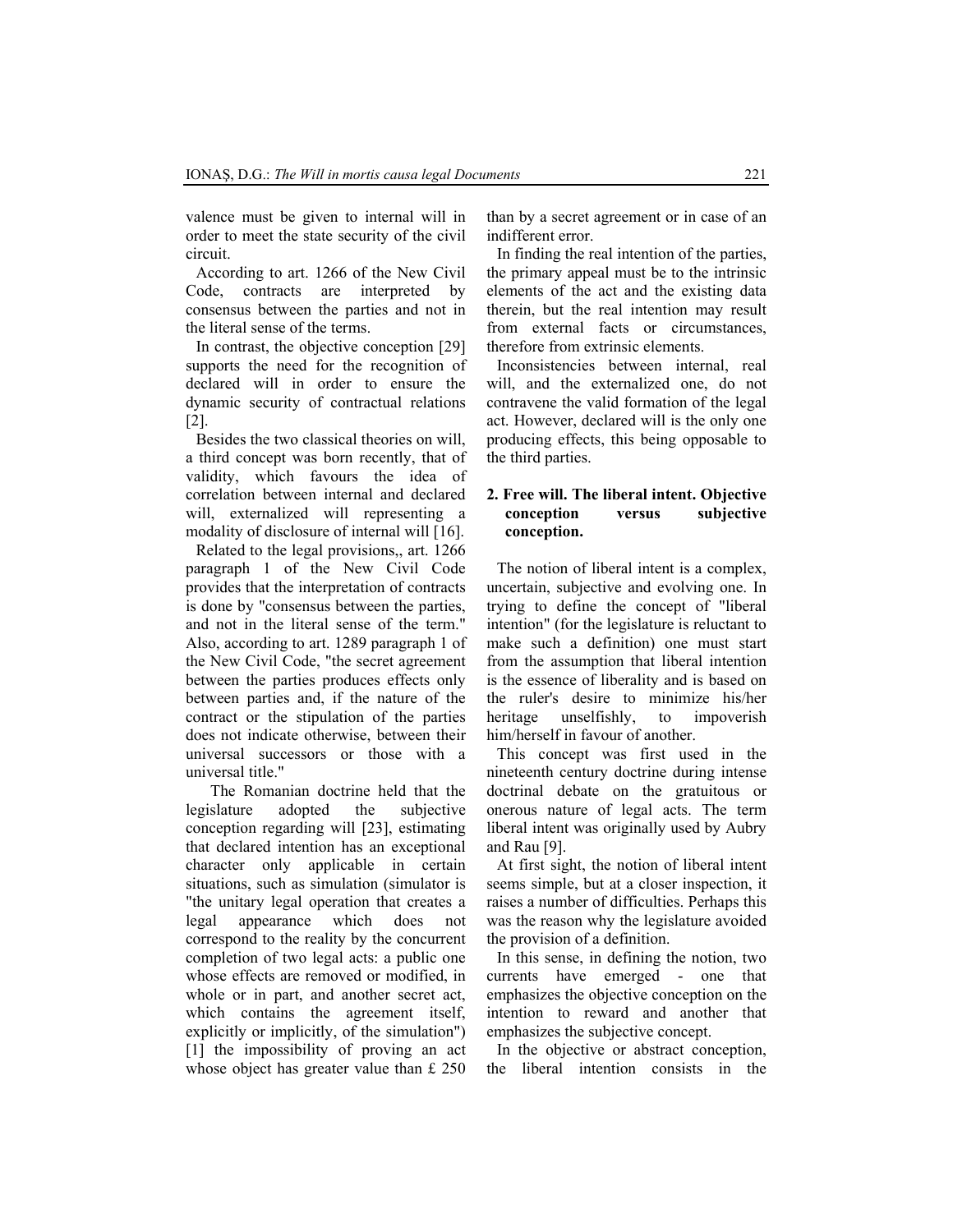valence must be given to internal will in order to meet the state security of the civil circuit.

According to art. 1266 of the New Civil Code, contracts are interpreted by consensus between the parties and not in the literal sense of the terms.

In contrast, the objective conception [29] supports the need for the recognition of declared will in order to ensure the dynamic security of contractual relations [2].

Besides the two classical theories on will, a third concept was born recently, that of validity, which favours the idea of correlation between internal and declared will, externalized will representing a modality of disclosure of internal will [16].

Related to the legal provisions,, art. 1266 paragraph 1 of the New Civil Code provides that the interpretation of contracts is done by "consensus between the parties, and not in the literal sense of the term." Also, according to art. 1289 paragraph 1 of the New Civil Code, "the secret agreement between the parties produces effects only between parties and, if the nature of the contract or the stipulation of the parties does not indicate otherwise, between their universal successors or those with a universal title."

The Romanian doctrine held that the legislature adopted the subjective conception regarding will [23], estimating that declared intention has an exceptional character only applicable in certain situations, such as simulation (simulator is "the unitary legal operation that creates a legal appearance which does not correspond to the reality by the concurrent completion of two legal acts: a public one whose effects are removed or modified, in whole or in part, and another secret act, which contains the agreement itself, explicitly or implicitly, of the simulation") [1] the impossibility of proving an act whose object has greater value than £ 250 than by a secret agreement or in case of an indifferent error.

In finding the real intention of the parties, the primary appeal must be to the intrinsic elements of the act and the existing data therein, but the real intention may result from external facts or circumstances, therefore from extrinsic elements.

Inconsistencies between internal, real will, and the externalized one, do not contravene the valid formation of the legal act. However, declared will is the only one producing effects, this being opposable to the third parties.

## 2. Free will. The liberal intent. Objective conception versus subjective conception.

The notion of liberal intent is a complex, uncertain, subjective and evolving one. In trying to define the concept of "liberal intention" (for the legislature is reluctant to make such a definition) one must start from the assumption that liberal intention is the essence of liberality and is based on the ruler's desire to minimize his/her heritage unselfishly, to impoverish him/herself in favour of another.

This concept was first used in the nineteenth century doctrine during intense doctrinal debate on the gratuitous or onerous nature of legal acts. The term liberal intent was originally used by Aubry and Rau [9].

At first sight, the notion of liberal intent seems simple, but at a closer inspection, it raises a number of difficulties. Perhaps this was the reason why the legislature avoided the provision of a definition.

In this sense, in defining the notion, two currents have emerged - one that emphasizes the objective conception on the intention to reward and another that emphasizes the subjective concept.

In the objective or abstract conception, the liberal intention consists in the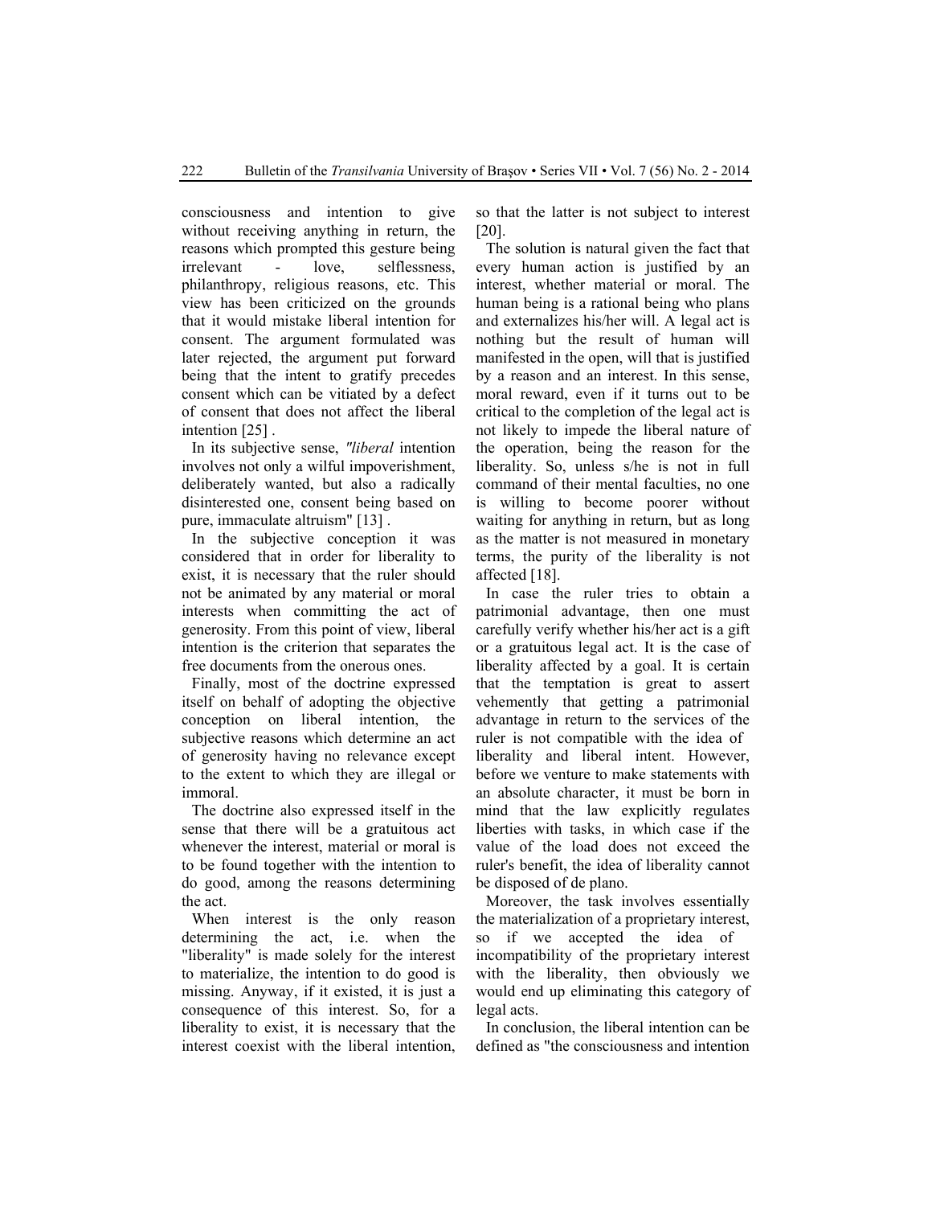consciousness and intention to give without receiving anything in return, the reasons which prompted this gesture being irrelevant - love, selflessness, philanthropy, religious reasons, etc. This view has been criticized on the grounds that it would mistake liberal intention for consent. The argument formulated was later rejected, the argument put forward being that the intent to gratify precedes consent which can be vitiated by a defect of consent that does not affect the liberal intention [25] .

In its subjective sense, *"liberal* intention involves not only a wilful impoverishment, deliberately wanted, but also a radically disinterested one, consent being based on pure, immaculate altruism" [13] .

In the subjective conception it was considered that in order for liberality to exist, it is necessary that the ruler should not be animated by any material or moral interests when committing the act of generosity. From this point of view, liberal intention is the criterion that separates the free documents from the onerous ones.

Finally, most of the doctrine expressed itself on behalf of adopting the objective conception on liberal intention, the subjective reasons which determine an act of generosity having no relevance except to the extent to which they are illegal or immoral.

The doctrine also expressed itself in the sense that there will be a gratuitous act whenever the interest, material or moral is to be found together with the intention to do good, among the reasons determining the act.

When interest is the only reason determining the act, i.e. when the "liberality" is made solely for the interest to materialize, the intention to do good is missing. Anyway, if it existed, it is just a consequence of this interest. So, for a liberality to exist, it is necessary that the interest coexist with the liberal intention, so that the latter is not subject to interest [20].

The solution is natural given the fact that every human action is justified by an interest, whether material or moral. The human being is a rational being who plans and externalizes his/her will. A legal act is nothing but the result of human will manifested in the open, will that is justified by a reason and an interest. In this sense, moral reward, even if it turns out to be critical to the completion of the legal act is not likely to impede the liberal nature of the operation, being the reason for the liberality. So, unless s/he is not in full command of their mental faculties, no one is willing to become poorer without waiting for anything in return, but as long as the matter is not measured in monetary terms, the purity of the liberality is not affected [18].

In case the ruler tries to obtain a patrimonial advantage, then one must carefully verify whether his/her act is a gift or a gratuitous legal act. It is the case of liberality affected by a goal. It is certain that the temptation is great to assert vehemently that getting a patrimonial advantage in return to the services of the ruler is not compatible with the idea of liberality and liberal intent. However, before we venture to make statements with an absolute character, it must be born in mind that the law explicitly regulates liberties with tasks, in which case if the value of the load does not exceed the ruler's benefit, the idea of liberality cannot be disposed of de plano.

Moreover, the task involves essentially the materialization of a proprietary interest, so if we accepted the idea of incompatibility of the proprietary interest with the liberality, then obviously we would end up eliminating this category of legal acts.

In conclusion, the liberal intention can be defined as "the consciousness and intention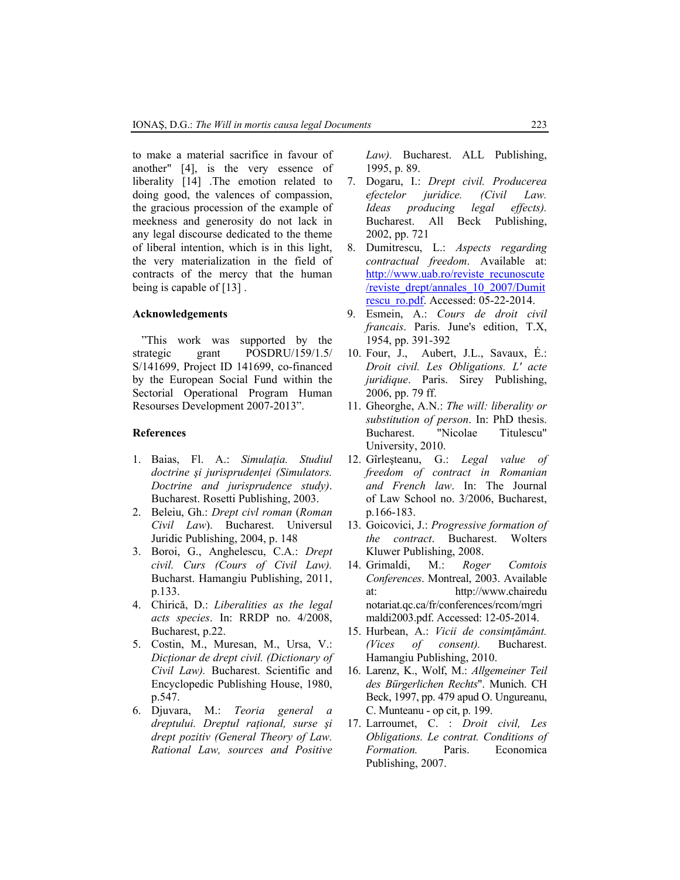to make a material sacrifice in favour of another" [4], is the very essence of liberality [14] .The emotion related to doing good, the valences of compassion, the gracious procession of the example of meekness and generosity do not lack in any legal discourse dedicated to the theme of liberal intention, which is in this light, the very materialization in the field of contracts of the mercy that the human being is capable of [13] .

## Acknowledgements

"This work was supported by the strategic grant POSDRU/159/1.5/ S/141699, Project ID 141699, co-financed by the European Social Fund within the Sectorial Operational Program Human Resourses Development 2007-2013".

## References

1. Baias, Fl. A.: *Simulația. Studiul doctrine și jurisprudenței (Simulators. Doctrine and jurisprudence study)*. Bucharest. Rosetti Publishing, 2003.
2. Beleiu, Gh.: *Drept civl roman* (*Roman Civil Law*). Bucharest. Universul Juridic Publishing, 2004, p. 148
3. Boroi, G., Anghelescu, C.A.: *Drept civil. Curs (Cours of Civil Law).* Bucharst. Hamangiu Publishing, 2011, p.133.
4. Chirică, D.: *Liberalities as the legal acts species*. In: RRDP no. 4/2008, Bucharest, p.22.
5. Costin, M., Muresan, M., Ursa, V.: *Dicționar de drept civil. (Dictionary of Civil Law).* Bucharest. Scientific and Encyclopedic Publishing House, 1980, p.547.
6. Djuvara, M.: *Teoria general a dreptului. Dreptul rațional, surse și drept pozitiv (General Theory of Law. Rational Law, sources and Positive Law).* Bucharest. ALL Publishing, 1995, p. 89.
7. Dogaru, I.: *Drept civil. Producerea efectelor juridice. (Civil Law. Ideas producing legal effects).* Bucharest. All Beck Publishing, 2002, pp. 721
8. Dumitrescu, L.: *Aspects regarding contractual freedom*. Available at: http://www.uab.ro/reviste_recunoscute/reviste_drept/annales_10_2007/Dumitrescu_ro.pdf. Accessed: 05-22-2014.
9. Esmein, A.: *Cours de droit civil francais*. Paris. June's edition, T.X, 1954, pp. 391-392
10. Four, J., Aubert, J.L., Savaux, É.: *Droit civil. Les Obligations. L' acte juridique*. Paris. Sirey Publishing, 2006, pp. 79 ff.
11. Gheorghe, A.N.: *The will: liberality or substitution of person*. In: PhD thesis. Bucharest. "Nicolae Titulescu" University, 2010.
12. Gîrleşteanu, G.: *Legal value of freedom of contract in Romanian and French law*. In: The Journal of Law School no. 3/2006, Bucharest, p.166-183.
13. Goicovici, J.: *Progressive formation of the contract*. Bucharest. Wolters Kluwer Publishing, 2008.
14. Grimaldi, M.: *Roger Comtois Conferences*. Montreal, 2003. Available at: http://www.chairedunotariat.qc.ca/fr/conferences/rcom/mgrimaldi2003.pdf. Accessed: 12-05-2014.
15. Hurbean, A.: *Vicii de consimțământ. (Vices of consent).* Bucharest. Hamangiu Publishing, 2010.
16. Larenz, K., Wolf, M.: *Allgemeiner Teil des Bürgerlichen Rechts*". Munich. CH Beck, 1997, pp. 479 apud O. Ungureanu, C. Munteanu - op cit, p. 199.
17. Larroumet, C. : *Droit civil, Les Obligations. Le contrat. Conditions of Formation.* Paris. Economica Publishing, 2007.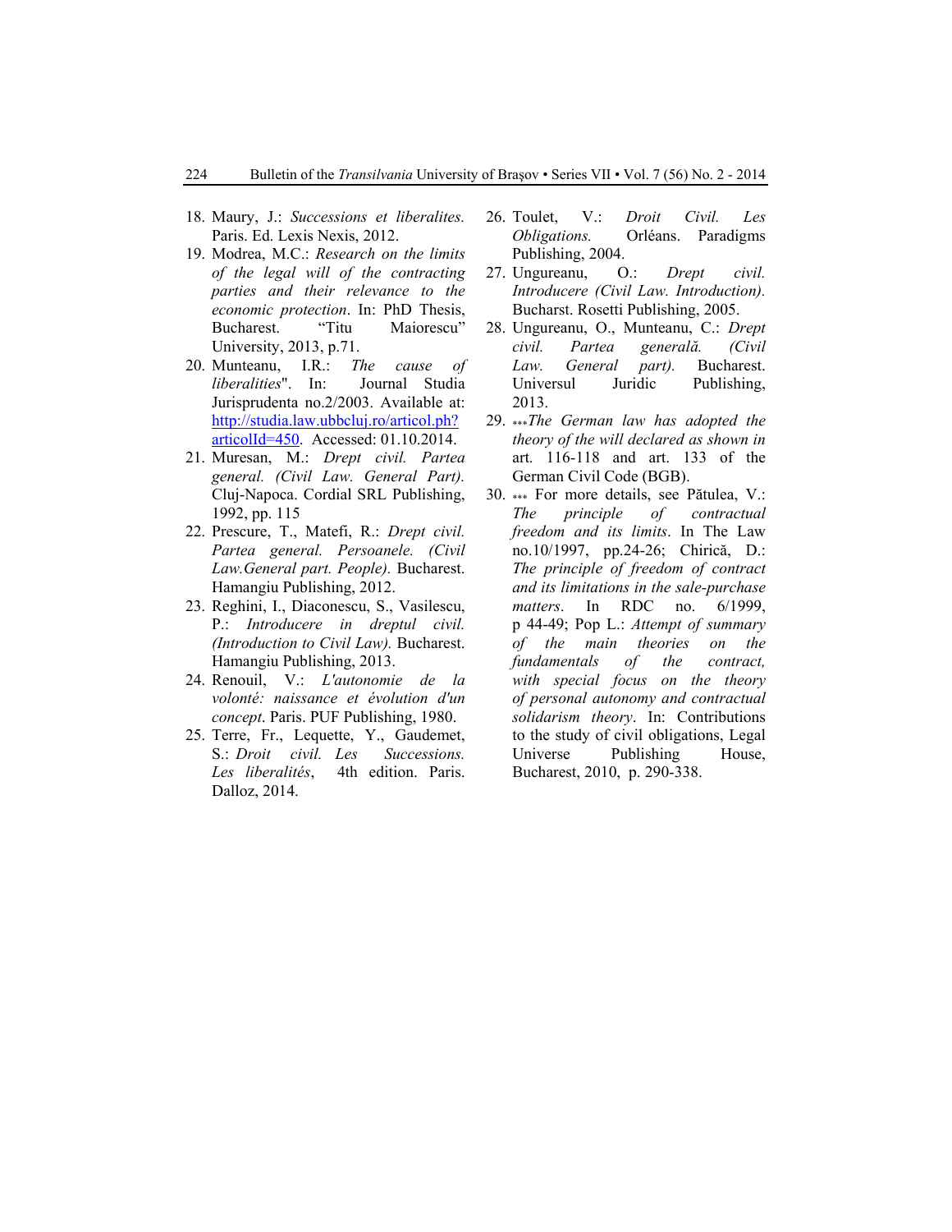18. Maury, J.: *Successions et liberalites.* Paris. Ed. Lexis Nexis, 2012.
19. Modrea, M.C.: *Research on the limits of the legal will of the contracting parties and their relevance to the economic protection*. In: PhD Thesis, Bucharest. "Titu Maiorescu" University, 2013, p.71.
20. Munteanu, I.R.: *The cause of liberalities*". In: Journal Studia Jurisprudenta no.2/2003. Available at: http://studia.law.ubbcluj.ro/articol.php?articolId=450. Accessed: 01.10.2014.
21. Muresan, M.: *Drept civil. Partea general. (Civil Law. General Part).* Cluj-Napoca. Cordial SRL Publishing, 1992, pp. 115
22. Prescure, T., Matefi, R.: *Drept civil. Partea general. Persoanele. (Civil Law.General part. People).* Bucharest. Hamangiu Publishing, 2012.
23. Reghini, I., Diaconescu, S., Vasilescu, P.: *Introducere in dreptul civil. (Introduction to Civil Law).* Bucharest. Hamangiu Publishing, 2013.
24. Renouil, V.: *L'autonomie de la volonté: naissance et évolution d'un concept*. Paris. PUF Publishing, 1980.
25. Terre, Fr., Lequette, Y., Gaudemet, S.: *Droit civil. Les Successions. Les liberalités*, 4th edition. Paris. Dalloz, 2014.
26. Toulet, V.: *Droit Civil. Les Obligations.* Orléans. Paradigms Publishing, 2004.
27. Ungureanu, O.: *Drept civil. Introducere (Civil Law. Introduction).* Bucharst. Rosetti Publishing, 2005.
28. Ungureanu, O., Munteanu, C.: *Drept civil. Partea generală. (Civil Law. General part).* Bucharest. Universul Juridic Publishing, 2013.
29. *** *The German law has adopted the theory of the will declared as shown in* art. 116-118 and art. 133 of the German Civil Code (BGB).
30. *** For more details, see Pătulea, V.: *The principle of contractual freedom and its limits*. In The Law no.10/1997, pp.24-26; Chirică, D.: *The principle of freedom of contract and its limitations in the sale-purchase matters*. In RDC no. 6/1999, p 44-49; Pop L.: *Attempt of summary of the main theories on the fundamentals of the contract, with special focus on the theory of personal autonomy and contractual solidarism theory*. In: Contributions to the study of civil obligations, Legal Universe Publishing House, Bucharest, 2010, p. 290-338.